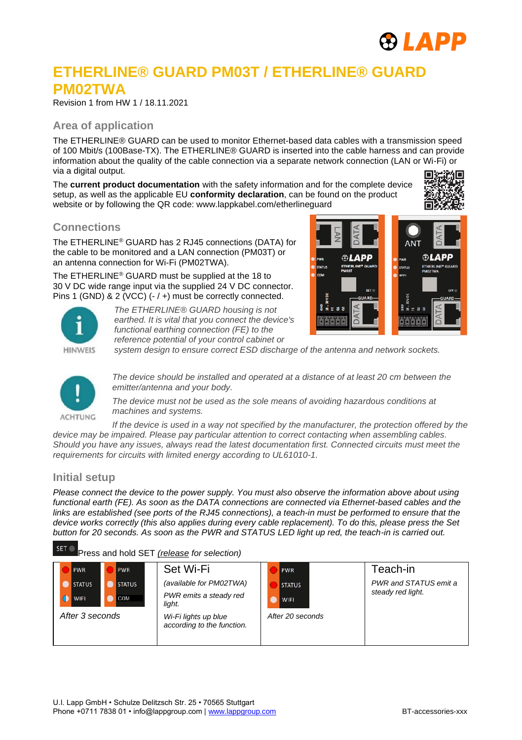# ETHERLINE® GUARD PM03T / ETHERLINE® GUARD PM02TWA

Revision 1 from HW 1 / 18.11.2021

## Area of application

The ETHERLINE® GUARD can be used to monitor Ethernet-based data cables with a transmission speed of 100 Mbit/s (100Base-TX). The ETHERLINE® GUARD is inserted into the cable harness and can provide information about the quality of the cable connection via a separate network connection (LAN or Wi-Fi) or via a digital output.

The **current product documentation** with the safety information and for the complete device setup, as well as the applicable EU **conformity declaration**, can be found on the product website or by following the QR code: www.lappkabel.com/etherlineguard

## Connections

The ETHERLINE® GUARD has 2 RJ45 connections (DATA) for the cable to be monitored and a LAN connection (PM03T) or an antenna connection for Wi-Fi (PM02TWA).

The ETHERLINE® GUARD must be supplied at the 18 to 30 V DC wide range input via the supplied 24 V DC connector. Pins 1 (GND) & 2 (VCC) (- / +) must be correctly connected.

HINWEIS

*The ETHERLINE® GUARD housing is not earthed. It is vital that you connect the device's functional earthing connection (FE) to the reference potential of your control cabinet or system design to ensure correct ESD discharge of the antenna and network sockets.*

ACHTUNG

*The device should be installed and operated at a distance of at least 20 cm between the emitter/antenna and your body.*

*The device must not be used as the sole means of avoiding hazardous conditions at machines and systems.*

*If the device is used in a way not specified by the manufacturer, the protection offered by the device may be impaired. Please pay particular attention to correct contacting when assembling cables. Should you have any issues, always read the latest documentation first. Connected circuits must meet the requirements for circuits with limited energy according to UL61010-1.*

## Initial setup

*Please connect the device to the power supply. You must also observe the information above about using functional earth (FE). As soon as the DATA connections are connected via Ethernet-based cables and the links are established (see ports of the RJ45 connections), a teach-in must be performed to ensure that the device works correctly (this also applies during every cable replacement). To do this, please press the Set button for 20 seconds. As soon as the PWR and STATUS LED light up red, the teach-in is carried out.*

SET Press and hold SET *(release for selection)*

| PWR / STATUS / WIFI — PWR / STATUS / COM | Set Wi-Fi | PWR / STATUS / WIFI | Teach-in |
|---|---|---|---|
| *After 3 seconds* | *(available for PM02TWA)* <br> *PWR emits a steady red light.* <br> *Wi-Fi lights up blue according to the function.* | *After 20 seconds* | *PWR and STATUS emit a steady red light.* |

U.I. Lapp GmbH • Schulze Delitzsch Str. 25 • 70565 Stuttgart
Phone +0711 7838 01 • info@lappgroup.com | www.lappgroup.com

BT-accessories-xxx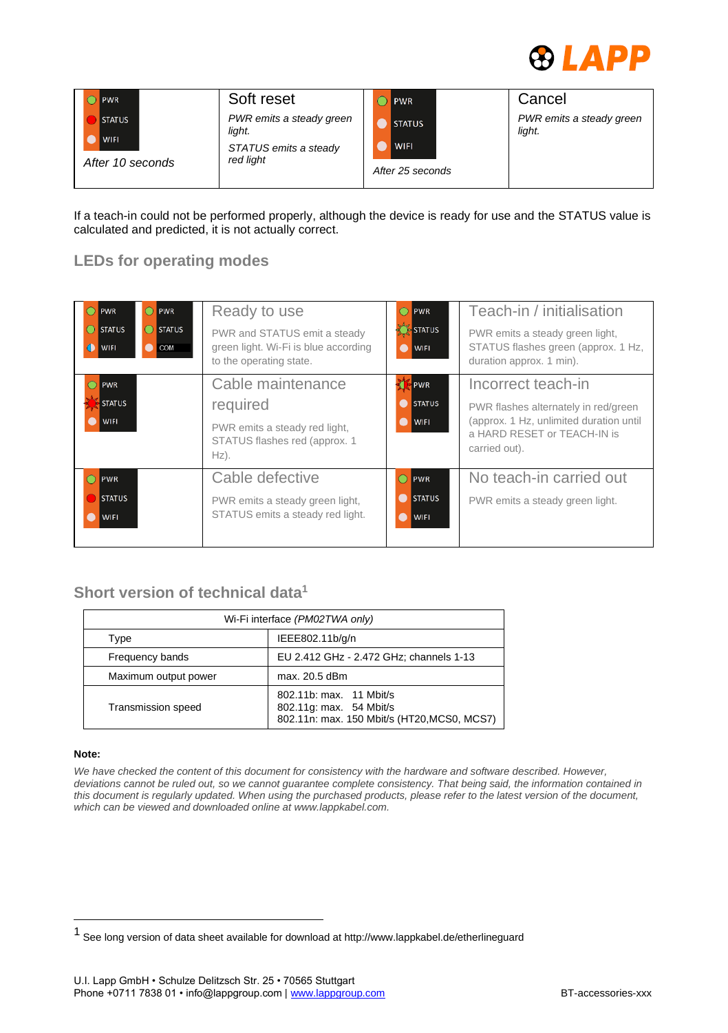| | | | |
|---|---|---|---|
| PWR<br>STATUS<br>WIFI<br>*After 10 seconds* | Soft reset<br>*PWR emits a steady green light.*<br>*STATUS emits a steady red light* | PWR<br>STATUS<br>WIFI<br>*After 25 seconds* | Cancel<br>*PWR emits a steady green light.* |

If a teach-in could not be performed properly, although the device is ready for use and the STATUS value is calculated and predicted, it is not actually correct.

## LEDs for operating modes

| | | | |
|---|---|---|---|
| PWR / STATUS / WIFI — PWR / STATUS / COM | **Ready to use**<br>PWR and STATUS emit a steady green light. Wi-Fi is blue according to the operating state. | PWR / STATUS / WIFI | **Teach-in / initialisation**<br>PWR emits a steady green light, STATUS flashes green (approx. 1 Hz, duration approx. 1 min). |
| PWR / STATUS / WIFI | **Cable maintenance required**<br>PWR emits a steady red light, STATUS flashes red (approx. 1 Hz). | PWR / STATUS / WIFI | **Incorrect teach-in**<br>PWR flashes alternately in red/green (approx. 1 Hz, unlimited duration until a HARD RESET or TEACH-IN is carried out). |
| PWR / STATUS / WIFI | **Cable defective**<br>PWR emits a steady green light, STATUS emits a steady red light. | PWR / STATUS / WIFI | **No teach-in carried out**<br>PWR emits a steady green light. |

## Short version of technical data[1]

| Wi-Fi interface *(PM02TWA only)* | |
|---|---|
| Type | IEEE802.11b/g/n |
| Frequency bands | EU 2.412 GHz - 2.472 GHz; channels 1-13 |
| Maximum output power | max. 20.5 dBm |
| Transmission speed | 802.11b: max. 11 Mbit/s<br>802.11g: max. 54 Mbit/s<br>802.11n: max. 150 Mbit/s (HT20,MCS0, MCS7) |

**Note:**

*We have checked the content of this document for consistency with the hardware and software described. However, deviations cannot be ruled out, so we cannot guarantee complete consistency. That being said, the information contained in this document is regularly updated. When using the purchased products, please refer to the latest version of the document, which can be viewed and downloaded online at www.lappkabel.com.*

[1] See long version of data sheet available for download at http://www.lappkabel.de/etherlineguard

U.I. Lapp GmbH • Schulze Delitzsch Str. 25 • 70565 Stuttgart
Phone +0711 7838 01 • info@lappgroup.com | www.lappgroup.com BT-accessories-xxx